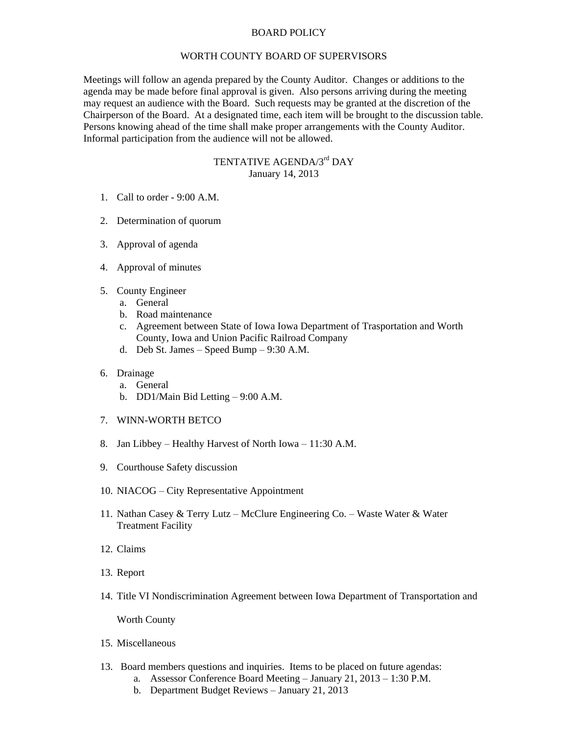# BOARD POLICY

## WORTH COUNTY BOARD OF SUPERVISORS

Meetings will follow an agenda prepared by the County Auditor. Changes or additions to the agenda may be made before final approval is given. Also persons arriving during the meeting may request an audience with the Board. Such requests may be granted at the discretion of the Chairperson of the Board. At a designated time, each item will be brought to the discussion table. Persons knowing ahead of the time shall make proper arrangements with the County Auditor. Informal participation from the audience will not be allowed.

## TENTATIVE AGENDA/3rd DAY
January 14, 2013

1. Call to order - 9:00 A.M.
2. Determination of quorum
3. Approval of agenda
4. Approval of minutes
5. County Engineer
   a. General
   b. Road maintenance
   c. Agreement between State of Iowa Iowa Department of Trasportation and Worth County, Iowa and Union Pacific Railroad Company
   d. Deb St. James – Speed Bump – 9:30 A.M.
6. Drainage
   a. General
   b. DD1/Main Bid Letting – 9:00 A.M.
7. WINN-WORTH BETCO
8. Jan Libbey – Healthy Harvest of North Iowa – 11:30 A.M.
9. Courthouse Safety discussion
10. NIACOG – City Representative Appointment
11. Nathan Casey & Terry Lutz – McClure Engineering Co. – Waste Water & Water Treatment Facility
12. Claims
13. Report
14. Title VI Nondiscrimination Agreement between Iowa Department of Transportation and

    Worth County
15. Miscellaneous

13. Board members questions and inquiries. Items to be placed on future agendas:
    a. Assessor Conference Board Meeting – January 21, 2013 – 1:30 P.M.
    b. Department Budget Reviews – January 21, 2013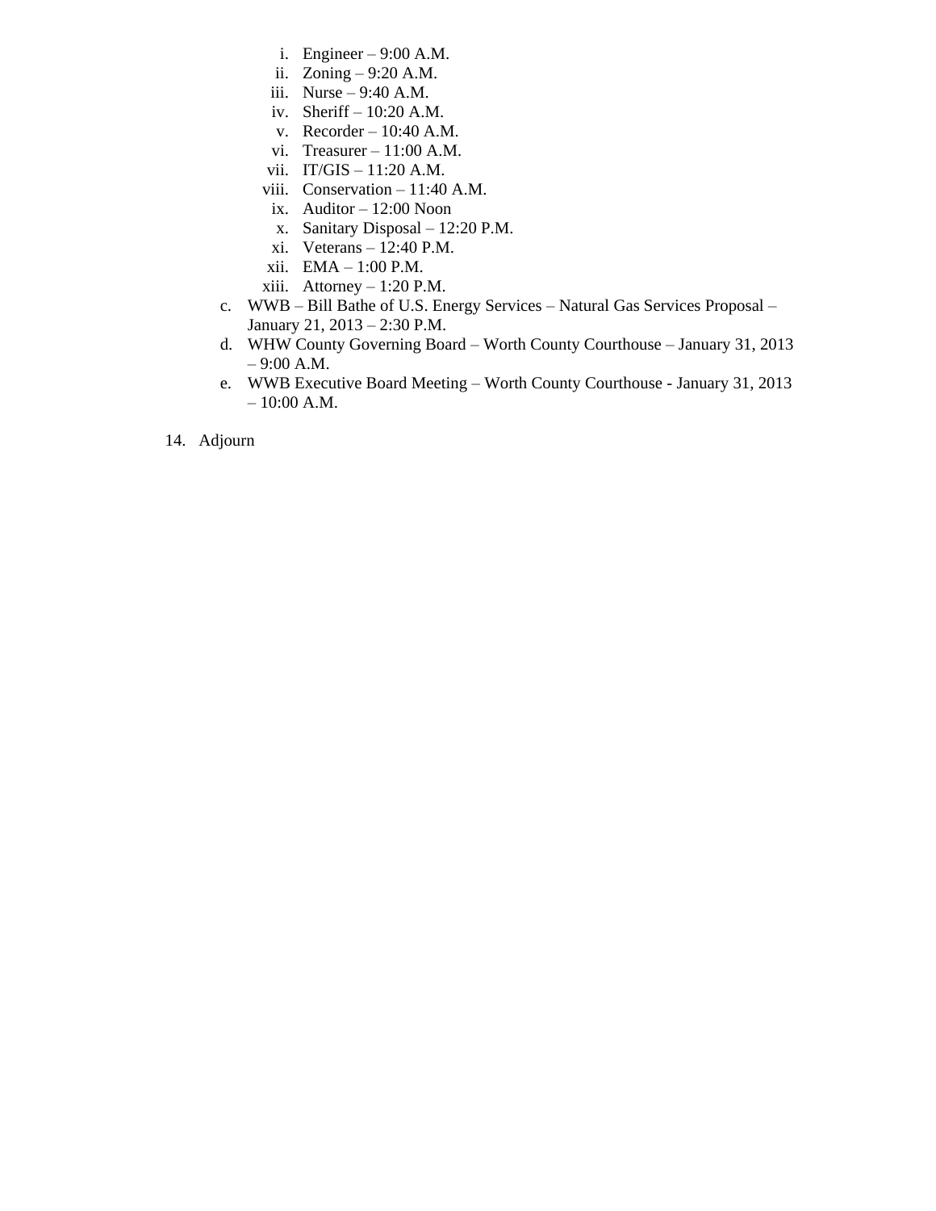i. Engineer – 9:00 A.M.
   ii. Zoning – 9:20 A.M.
   iii. Nurse – 9:40 A.M.
   iv. Sheriff – 10:20 A.M.
   v. Recorder – 10:40 A.M.
   vi. Treasurer – 11:00 A.M.
   vii. IT/GIS – 11:20 A.M.
   viii. Conservation – 11:40 A.M.
   ix. Auditor – 12:00 Noon
   x. Sanitary Disposal – 12:20 P.M.
   xi. Veterans – 12:40 P.M.
   xii. EMA – 1:00 P.M.
   xiii. Attorney – 1:20 P.M.

c. WWB – Bill Bathe of U.S. Energy Services – Natural Gas Services Proposal – January 21, 2013 – 2:30 P.M.

d. WHW County Governing Board – Worth County Courthouse – January 31, 2013 – 9:00 A.M.

e. WWB Executive Board Meeting – Worth County Courthouse - January 31, 2013 – 10:00 A.M.

14. Adjourn